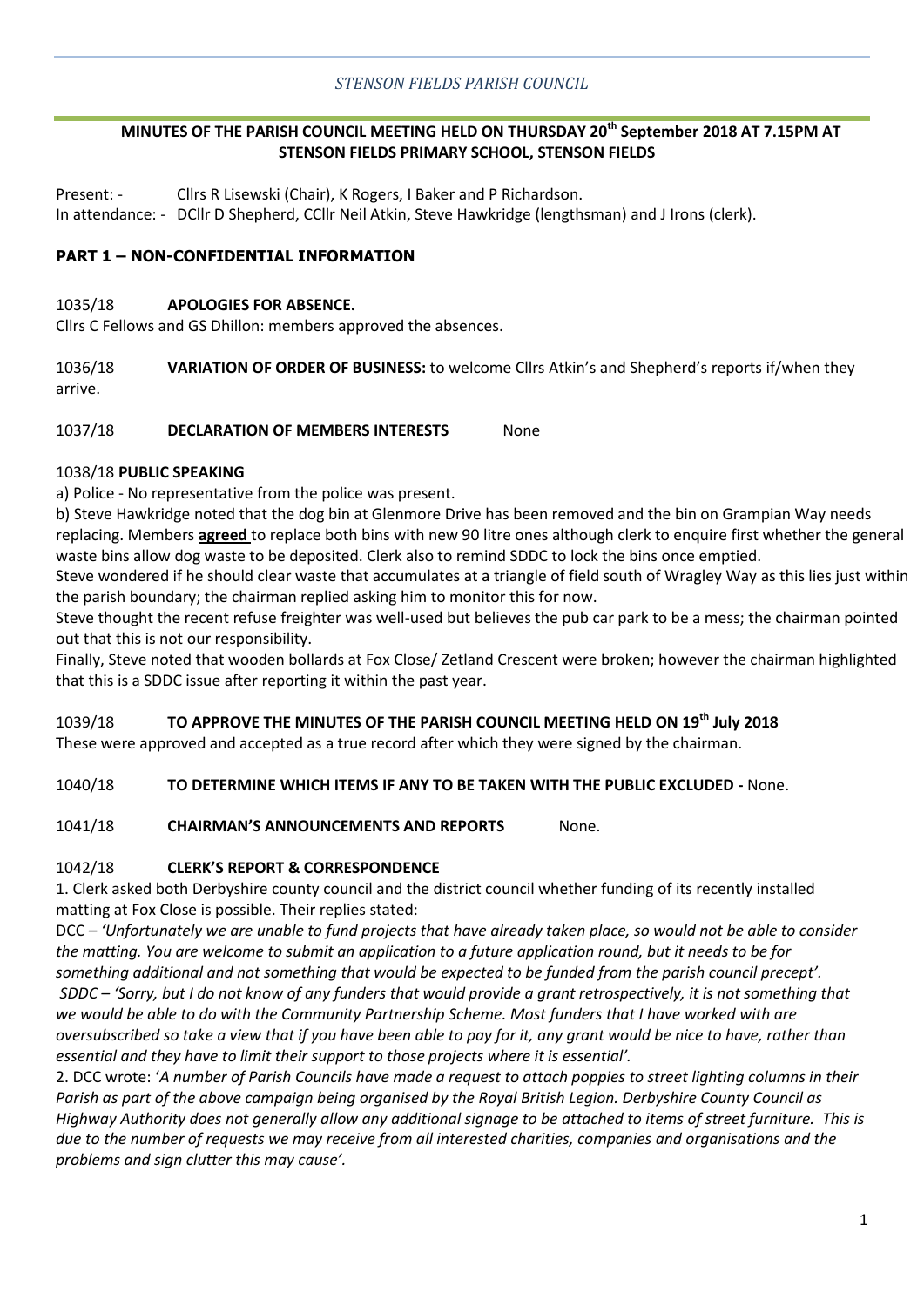*STENSON FIELDS PARISH COUNCIL*

**MINUTES OF THE PARISH COUNCIL MEETING HELD ON THURSDAY 20th September 2018 AT 7.15PM AT STENSON FIELDS PRIMARY SCHOOL, STENSON FIELDS**

Present: - Cllrs R Lisewski (Chair), K Rogers, I Baker and P Richardson.
In attendance: - DCllr D Shepherd, CCllr Neil Atkin, Steve Hawkridge (lengthsman) and J Irons (clerk).

## PART 1 – NON-CONFIDENTIAL INFORMATION

1035/18 **APOLOGIES FOR ABSENCE.**
Cllrs C Fellows and GS Dhillon: members approved the absences.

1036/18 **VARIATION OF ORDER OF BUSINESS:** to welcome Cllrs Atkin's and Shepherd's reports if/when they arrive.

1037/18 **DECLARATION OF MEMBERS INTERESTS** None

1038/18 **PUBLIC SPEAKING**

a) Police - No representative from the police was present.

b) Steve Hawkridge noted that the dog bin at Glenmore Drive has been removed and the bin on Grampian Way needs replacing. Members **agreed** to replace both bins with new 90 litre ones although clerk to enquire first whether the general waste bins allow dog waste to be deposited. Clerk also to remind SDDC to lock the bins once emptied.

Steve wondered if he should clear waste that accumulates at a triangle of field south of Wragley Way as this lies just within the parish boundary; the chairman replied asking him to monitor this for now.

Steve thought the recent refuse freighter was well-used but believes the pub car park to be a mess; the chairman pointed out that this is not our responsibility.

Finally, Steve noted that wooden bollards at Fox Close/ Zetland Crescent were broken; however the chairman highlighted that this is a SDDC issue after reporting it within the past year.

1039/18 **TO APPROVE THE MINUTES OF THE PARISH COUNCIL MEETING HELD ON 19th July 2018**
These were approved and accepted as a true record after which they were signed by the chairman.

1040/18 **TO DETERMINE WHICH ITEMS IF ANY TO BE TAKEN WITH THE PUBLIC EXCLUDED -** None.

1041/18 **CHAIRMAN'S ANNOUNCEMENTS AND REPORTS** None.

1042/18 **CLERK'S REPORT & CORRESPONDENCE**

1. Clerk asked both Derbyshire county council and the district council whether funding of its recently installed matting at Fox Close is possible. Their replies stated:

DCC – *'Unfortunately we are unable to fund projects that have already taken place, so would not be able to consider the matting. You are welcome to submit an application to a future application round, but it needs to be for something additional and not something that would be expected to be funded from the parish council precept'.*

*SDDC – 'Sorry, but I do not know of any funders that would provide a grant retrospectively, it is not something that we would be able to do with the Community Partnership Scheme. Most funders that I have worked with are oversubscribed so take a view that if you have been able to pay for it, any grant would be nice to have, rather than essential and they have to limit their support to those projects where it is essential'.*

2. DCC wrote: '*A number of Parish Councils have made a request to attach poppies to street lighting columns in their Parish as part of the above campaign being organised by the Royal British Legion. Derbyshire County Council as Highway Authority does not generally allow any additional signage to be attached to items of street furniture. This is due to the number of requests we may receive from all interested charities, companies and organisations and the problems and sign clutter this may cause'.*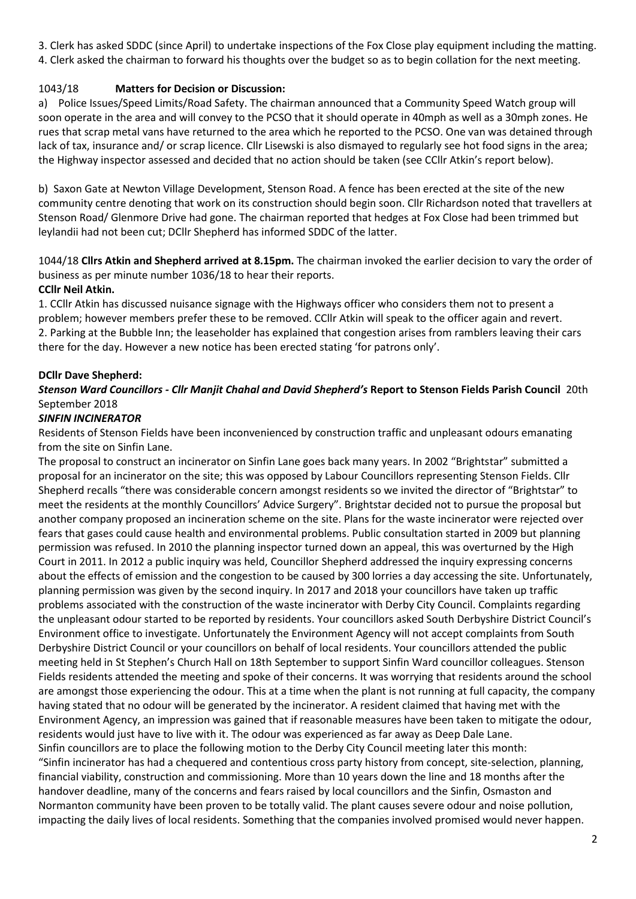3. Clerk has asked SDDC (since April) to undertake inspections of the Fox Close play equipment including the matting.
4. Clerk asked the chairman to forward his thoughts over the budget so as to begin collation for the next meeting.

1043/18 **Matters for Decision or Discussion:**

a) Police Issues/Speed Limits/Road Safety. The chairman announced that a Community Speed Watch group will soon operate in the area and will convey to the PCSO that it should operate in 40mph as well as a 30mph zones. He rues that scrap metal vans have returned to the area which he reported to the PCSO. One van was detained through lack of tax, insurance and/ or scrap licence. Cllr Lisewski is also dismayed to regularly see hot food signs in the area; the Highway inspector assessed and decided that no action should be taken (see CCllr Atkin's report below).

b) Saxon Gate at Newton Village Development, Stenson Road. A fence has been erected at the site of the new community centre denoting that work on its construction should begin soon. Cllr Richardson noted that travellers at Stenson Road/ Glenmore Drive had gone. The chairman reported that hedges at Fox Close had been trimmed but leylandii had not been cut; DCllr Shepherd has informed SDDC of the latter.

1044/18 **Cllrs Atkin and Shepherd arrived at 8.15pm.** The chairman invoked the earlier decision to vary the order of business as per minute number 1036/18 to hear their reports.

**CCllr Neil Atkin.**

1. CCllr Atkin has discussed nuisance signage with the Highways officer who considers them not to present a problem; however members prefer these to be removed. CCllr Atkin will speak to the officer again and revert.
2. Parking at the Bubble Inn; the leaseholder has explained that congestion arises from ramblers leaving their cars there for the day. However a new notice has been erected stating 'for patrons only'.

**DCllr Dave Shepherd:**

***Stenson Ward Councillors - Cllr Manjit Chahal and David Shepherd's* Report to Stenson Fields Parish Council** 20th September 2018

***SINFIN INCINERATOR***

Residents of Stenson Fields have been inconvenienced by construction traffic and unpleasant odours emanating from the site on Sinfin Lane.

The proposal to construct an incinerator on Sinfin Lane goes back many years. In 2002 "Brightstar" submitted a proposal for an incinerator on the site; this was opposed by Labour Councillors representing Stenson Fields. Cllr Shepherd recalls "there was considerable concern amongst residents so we invited the director of "Brightstar" to meet the residents at the monthly Councillors' Advice Surgery". Brightstar decided not to pursue the proposal but another company proposed an incineration scheme on the site. Plans for the waste incinerator were rejected over fears that gases could cause health and environmental problems. Public consultation started in 2009 but planning permission was refused. In 2010 the planning inspector turned down an appeal, this was overturned by the High Court in 2011. In 2012 a public inquiry was held, Councillor Shepherd addressed the inquiry expressing concerns about the effects of emission and the congestion to be caused by 300 lorries a day accessing the site. Unfortunately, planning permission was given by the second inquiry. In 2017 and 2018 your councillors have taken up traffic problems associated with the construction of the waste incinerator with Derby City Council. Complaints regarding the unpleasant odour started to be reported by residents. Your councillors asked South Derbyshire District Council's Environment office to investigate. Unfortunately the Environment Agency will not accept complaints from South Derbyshire District Council or your councillors on behalf of local residents. Your councillors attended the public meeting held in St Stephen's Church Hall on 18th September to support Sinfin Ward councillor colleagues. Stenson Fields residents attended the meeting and spoke of their concerns. It was worrying that residents around the school are amongst those experiencing the odour. This at a time when the plant is not running at full capacity, the company having stated that no odour will be generated by the incinerator. A resident claimed that having met with the Environment Agency, an impression was gained that if reasonable measures have been taken to mitigate the odour, residents would just have to live with it. The odour was experienced as far away as Deep Dale Lane.

Sinfin councillors are to place the following motion to the Derby City Council meeting later this month:

"Sinfin incinerator has had a chequered and contentious cross party history from concept, site-selection, planning, financial viability, construction and commissioning. More than 10 years down the line and 18 months after the handover deadline, many of the concerns and fears raised by local councillors and the Sinfin, Osmaston and Normanton community have been proven to be totally valid. The plant causes severe odour and noise pollution, impacting the daily lives of local residents. Something that the companies involved promised would never happen.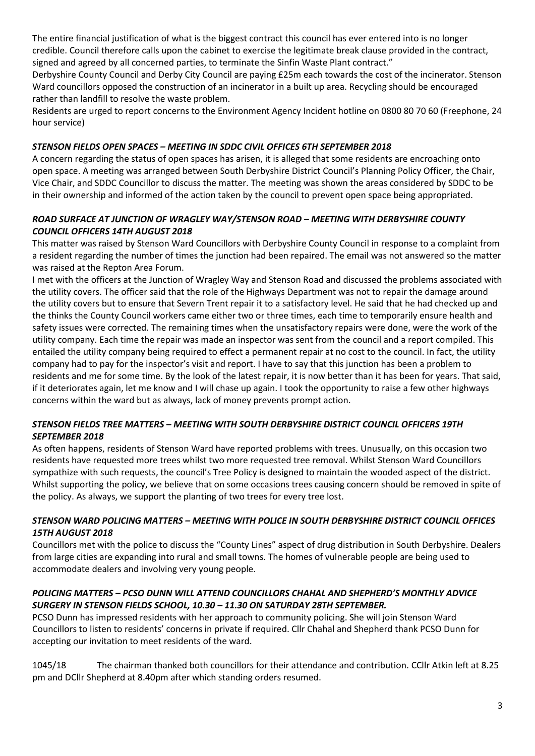The entire financial justification of what is the biggest contract this council has ever entered into is no longer credible. Council therefore calls upon the cabinet to exercise the legitimate break clause provided in the contract, signed and agreed by all concerned parties, to terminate the Sinfin Waste Plant contract."

Derbyshire County Council and Derby City Council are paying £25m each towards the cost of the incinerator. Stenson Ward councillors opposed the construction of an incinerator in a built up area. Recycling should be encouraged rather than landfill to resolve the waste problem.

Residents are urged to report concerns to the Environment Agency Incident hotline on 0800 80 70 60 (Freephone, 24 hour service)

***STENSON FIELDS OPEN SPACES – MEETING IN SDDC CIVIL OFFICES 6TH SEPTEMBER 2018***

A concern regarding the status of open spaces has arisen, it is alleged that some residents are encroaching onto open space. A meeting was arranged between South Derbyshire District Council's Planning Policy Officer, the Chair, Vice Chair, and SDDC Councillor to discuss the matter. The meeting was shown the areas considered by SDDC to be in their ownership and informed of the action taken by the council to prevent open space being appropriated.

***ROAD SURFACE AT JUNCTION OF WRAGLEY WAY/STENSON ROAD – MEETING WITH DERBYSHIRE COUNTY COUNCIL OFFICERS 14TH AUGUST 2018***

This matter was raised by Stenson Ward Councillors with Derbyshire County Council in response to a complaint from a resident regarding the number of times the junction had been repaired. The email was not answered so the matter was raised at the Repton Area Forum.

I met with the officers at the Junction of Wragley Way and Stenson Road and discussed the problems associated with the utility covers. The officer said that the role of the Highways Department was not to repair the damage around the utility covers but to ensure that Severn Trent repair it to a satisfactory level. He said that he had checked up and the thinks the County Council workers came either two or three times, each time to temporarily ensure health and safety issues were corrected. The remaining times when the unsatisfactory repairs were done, were the work of the utility company. Each time the repair was made an inspector was sent from the council and a report compiled. This entailed the utility company being required to effect a permanent repair at no cost to the council. In fact, the utility company had to pay for the inspector's visit and report. I have to say that this junction has been a problem to residents and me for some time. By the look of the latest repair, it is now better than it has been for years. That said, if it deteriorates again, let me know and I will chase up again. I took the opportunity to raise a few other highways concerns within the ward but as always, lack of money prevents prompt action.

***STENSON FIELDS TREE MATTERS – MEETING WITH SOUTH DERBYSHIRE DISTRICT COUNCIL OFFICERS 19TH SEPTEMBER 2018***

As often happens, residents of Stenson Ward have reported problems with trees. Unusually, on this occasion two residents have requested more trees whilst two more requested tree removal. Whilst Stenson Ward Councillors sympathize with such requests, the council's Tree Policy is designed to maintain the wooded aspect of the district. Whilst supporting the policy, we believe that on some occasions trees causing concern should be removed in spite of the policy. As always, we support the planting of two trees for every tree lost.

***STENSON WARD POLICING MATTERS – MEETING WITH POLICE IN SOUTH DERBYSHIRE DISTRICT COUNCIL OFFICES 15TH AUGUST 2018***

Councillors met with the police to discuss the "County Lines" aspect of drug distribution in South Derbyshire. Dealers from large cities are expanding into rural and small towns. The homes of vulnerable people are being used to accommodate dealers and involving very young people.

***POLICING MATTERS – PCSO DUNN WILL ATTEND COUNCILLORS CHAHAL AND SHEPHERD'S MONTHLY ADVICE SURGERY IN STENSON FIELDS SCHOOL, 10.30 – 11.30 ON SATURDAY 28TH SEPTEMBER.***

PCSO Dunn has impressed residents with her approach to community policing. She will join Stenson Ward Councillors to listen to residents' concerns in private if required. Cllr Chahal and Shepherd thank PCSO Dunn for accepting our invitation to meet residents of the ward.

1045/18 The chairman thanked both councillors for their attendance and contribution. CCllr Atkin left at 8.25 pm and DCllr Shepherd at 8.40pm after which standing orders resumed.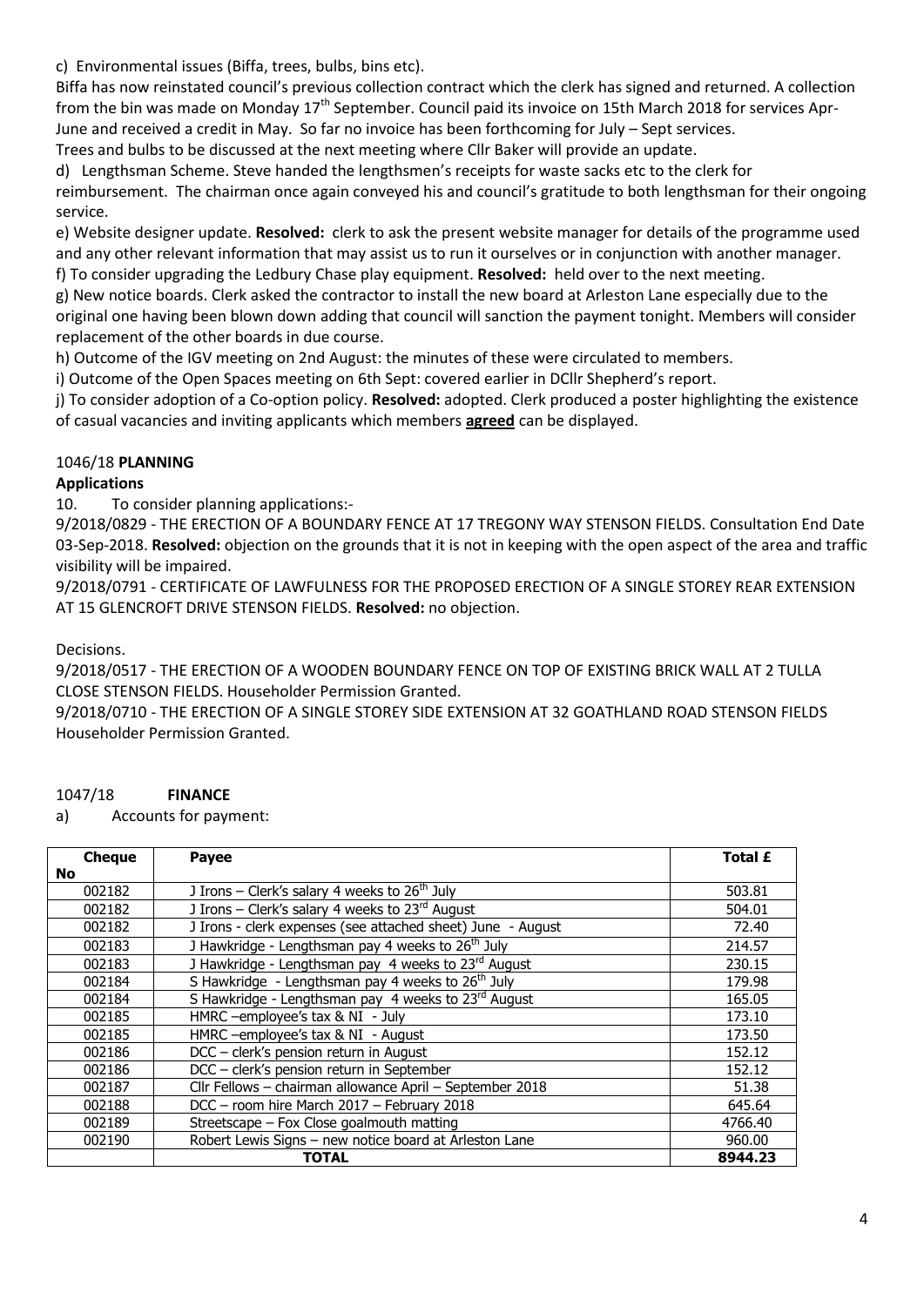c) Environmental issues (Biffa, trees, bulbs, bins etc).

Biffa has now reinstated council's previous collection contract which the clerk has signed and returned. A collection from the bin was made on Monday 17th September. Council paid its invoice on 15th March 2018 for services Apr-June and received a credit in May. So far no invoice has been forthcoming for July – Sept services.

Trees and bulbs to be discussed at the next meeting where Cllr Baker will provide an update.

d) Lengthsman Scheme. Steve handed the lengthsmen's receipts for waste sacks etc to the clerk for reimbursement. The chairman once again conveyed his and council's gratitude to both lengthsman for their ongoing service.

e) Website designer update. **Resolved:** clerk to ask the present website manager for details of the programme used and any other relevant information that may assist us to run it ourselves or in conjunction with another manager.

f) To consider upgrading the Ledbury Chase play equipment. **Resolved:** held over to the next meeting.

g) New notice boards. Clerk asked the contractor to install the new board at Arleston Lane especially due to the original one having been blown down adding that council will sanction the payment tonight. Members will consider replacement of the other boards in due course.

h) Outcome of the IGV meeting on 2nd August: the minutes of these were circulated to members.

i) Outcome of the Open Spaces meeting on 6th Sept: covered earlier in DCllr Shepherd's report.

j) To consider adoption of a Co-option policy. **Resolved:** adopted. Clerk produced a poster highlighting the existence of casual vacancies and inviting applicants which members **agreed** can be displayed.

1046/18 **PLANNING**

**Applications**

10. To consider planning applications:-

9/2018/0829 - THE ERECTION OF A BOUNDARY FENCE AT 17 TREGONY WAY STENSON FIELDS. Consultation End Date 03-Sep-2018. **Resolved:** objection on the grounds that it is not in keeping with the open aspect of the area and traffic visibility will be impaired.

9/2018/0791 - CERTIFICATE OF LAWFULNESS FOR THE PROPOSED ERECTION OF A SINGLE STOREY REAR EXTENSION AT 15 GLENCROFT DRIVE STENSON FIELDS. **Resolved:** no objection.

Decisions.

9/2018/0517 - THE ERECTION OF A WOODEN BOUNDARY FENCE ON TOP OF EXISTING BRICK WALL AT 2 TULLA CLOSE STENSON FIELDS. Householder Permission Granted.

9/2018/0710 - THE ERECTION OF A SINGLE STOREY SIDE EXTENSION AT 32 GOATHLAND ROAD STENSON FIELDS Householder Permission Granted.

1047/18 **FINANCE**

a) Accounts for payment:

| Cheque No | Payee | Total £ |
|---|---|---|
| 002182 | J Irons – Clerk's salary 4 weeks to 26th July | 503.81 |
| 002182 | J Irons – Clerk's salary 4 weeks to 23rd August | 504.01 |
| 002182 | J Irons - clerk expenses (see attached sheet) June - August | 72.40 |
| 002183 | J Hawkridge - Lengthsman pay 4 weeks to 26th July | 214.57 |
| 002183 | J Hawkridge - Lengthsman pay 4 weeks to 23rd August | 230.15 |
| 002184 | S Hawkridge - Lengthsman pay 4 weeks to 26th July | 179.98 |
| 002184 | S Hawkridge - Lengthsman pay 4 weeks to 23rd August | 165.05 |
| 002185 | HMRC –employee's tax & NI - July | 173.10 |
| 002185 | HMRC –employee's tax & NI - August | 173.50 |
| 002186 | DCC – clerk's pension return in August | 152.12 |
| 002186 | DCC – clerk's pension return in September | 152.12 |
| 002187 | Cllr Fellows – chairman allowance April – September 2018 | 51.38 |
| 002188 | DCC – room hire March 2017 – February 2018 | 645.64 |
| 002189 | Streetscape – Fox Close goalmouth matting | 4766.40 |
| 002190 | Robert Lewis Signs – new notice board at Arleston Lane | 960.00 |
| | **TOTAL** | **8944.23** |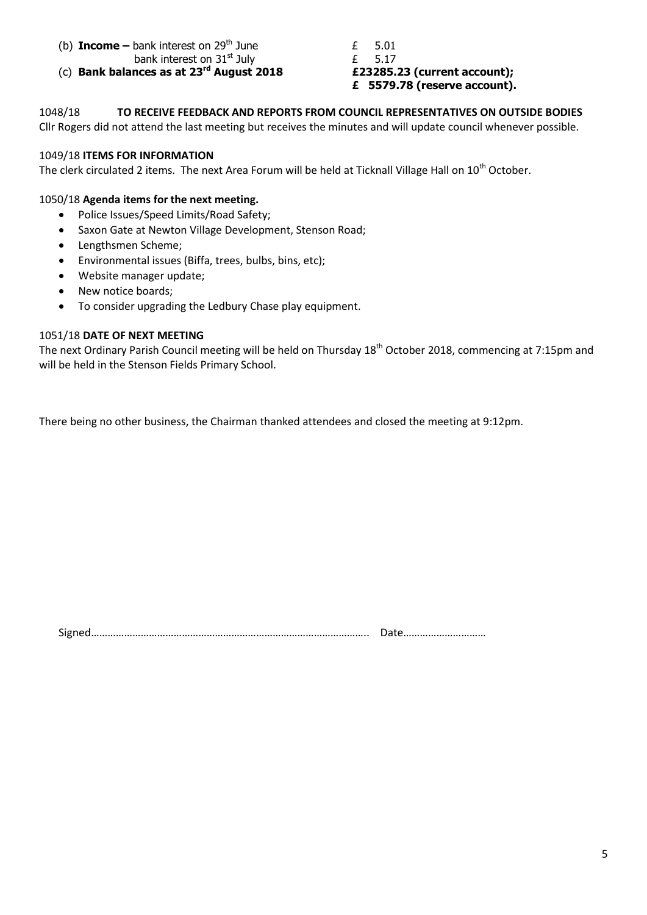(b) **Income –** bank interest on 29th June £ 5.01

bank interest on 31st July £ 5.17

(c) **Bank balances as at 23rd August 2018** **£23285.23 (current account);**

**£ 5579.78 (reserve account).**

1048/18 **TO RECEIVE FEEDBACK AND REPORTS FROM COUNCIL REPRESENTATIVES ON OUTSIDE BODIES**

Cllr Rogers did not attend the last meeting but receives the minutes and will update council whenever possible.

1049/18 **ITEMS FOR INFORMATION**

The clerk circulated 2 items. The next Area Forum will be held at Ticknall Village Hall on 10th October.

1050/18 **Agenda items for the next meeting.**

- Police Issues/Speed Limits/Road Safety;
- Saxon Gate at Newton Village Development, Stenson Road;
- Lengthsmen Scheme;
- Environmental issues (Biffa, trees, bulbs, bins, etc);
- Website manager update;
- New notice boards;
- To consider upgrading the Ledbury Chase play equipment.

1051/18 **DATE OF NEXT MEETING**

The next Ordinary Parish Council meeting will be held on Thursday 18th October 2018, commencing at 7:15pm and will be held in the Stenson Fields Primary School.

There being no other business, the Chairman thanked attendees and closed the meeting at 9:12pm.

Signed……………………………………………………………………………………….. Date…………………………